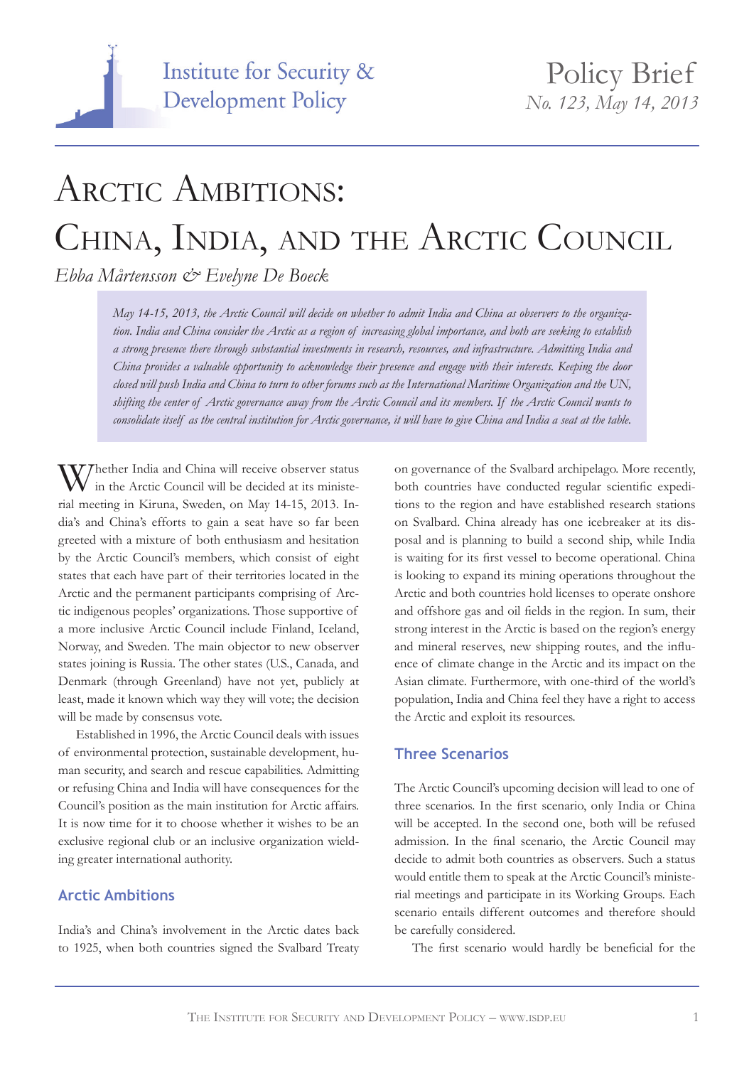Institute for Security & Development Policy

Policy Brief
*No. 123, May 14, 2013*

# Arctic Ambitions: China, India, and the Arctic Council

*Ebba Mårtensson & Evelyne De Boeck*

*May 14-15, 2013, the Arctic Council will decide on whether to admit India and China as observers to the organization. India and China consider the Arctic as a region of increasing global importance, and both are seeking to establish a strong presence there through substantial investments in research, resources, and infrastructure. Admitting India and China provides a valuable opportunity to acknowledge their presence and engage with their interests. Keeping the door closed will push India and China to turn to other forums such as the International Maritime Organization and the UN, shifting the center of Arctic governance away from the Arctic Council and its members. If the Arctic Council wants to consolidate itself as the central institution for Arctic governance, it will have to give China and India a seat at the table.*

Whether India and China will receive observer status in the Arctic Council will be decided at its ministerial meeting in Kiruna, Sweden, on May 14-15, 2013. India's and China's efforts to gain a seat have so far been greeted with a mixture of both enthusiasm and hesitation by the Arctic Council's members, which consist of eight states that each have part of their territories located in the Arctic and the permanent participants comprising of Arctic indigenous peoples' organizations. Those supportive of a more inclusive Arctic Council include Finland, Iceland, Norway, and Sweden. The main objector to new observer states joining is Russia. The other states (U.S., Canada, and Denmark (through Greenland) have not yet, publicly at least, made it known which way they will vote; the decision will be made by consensus vote.

Established in 1996, the Arctic Council deals with issues of environmental protection, sustainable development, human security, and search and rescue capabilities. Admitting or refusing China and India will have consequences for the Council's position as the main institution for Arctic affairs. It is now time for it to choose whether it wishes to be an exclusive regional club or an inclusive organization wielding greater international authority.

## Arctic Ambitions

India's and China's involvement in the Arctic dates back to 1925, when both countries signed the Svalbard Treaty on governance of the Svalbard archipelago. More recently, both countries have conducted regular scientific expeditions to the region and have established research stations on Svalbard. China already has one icebreaker at its disposal and is planning to build a second ship, while India is waiting for its first vessel to become operational. China is looking to expand its mining operations throughout the Arctic and both countries hold licenses to operate onshore and offshore gas and oil fields in the region. In sum, their strong interest in the Arctic is based on the region's energy and mineral reserves, new shipping routes, and the influence of climate change in the Arctic and its impact on the Asian climate. Furthermore, with one-third of the world's population, India and China feel they have a right to access the Arctic and exploit its resources.

## Three Scenarios

The Arctic Council's upcoming decision will lead to one of three scenarios. In the first scenario, only India or China will be accepted. In the second one, both will be refused admission. In the final scenario, the Arctic Council may decide to admit both countries as observers. Such a status would entitle them to speak at the Arctic Council's ministerial meetings and participate in its Working Groups. Each scenario entails different outcomes and therefore should be carefully considered.

The first scenario would hardly be beneficial for the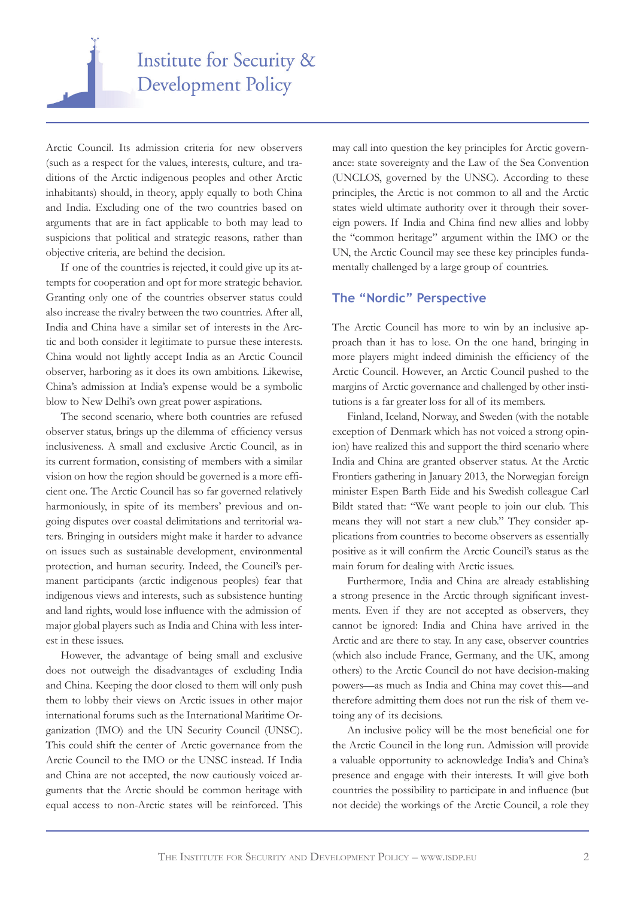Arctic Council. Its admission criteria for new observers (such as a respect for the values, interests, culture, and traditions of the Arctic indigenous peoples and other Arctic inhabitants) should, in theory, apply equally to both China and India. Excluding one of the two countries based on arguments that are in fact applicable to both may lead to suspicions that political and strategic reasons, rather than objective criteria, are behind the decision.

If one of the countries is rejected, it could give up its attempts for cooperation and opt for more strategic behavior. Granting only one of the countries observer status could also increase the rivalry between the two countries. After all, India and China have a similar set of interests in the Arctic and both consider it legitimate to pursue these interests. China would not lightly accept India as an Arctic Council observer, harboring as it does its own ambitions. Likewise, China's admission at India's expense would be a symbolic blow to New Delhi's own great power aspirations.

The second scenario, where both countries are refused observer status, brings up the dilemma of efficiency versus inclusiveness. A small and exclusive Arctic Council, as in its current formation, consisting of members with a similar vision on how the region should be governed is a more efficient one. The Arctic Council has so far governed relatively harmoniously, in spite of its members' previous and ongoing disputes over coastal delimitations and territorial waters. Bringing in outsiders might make it harder to advance on issues such as sustainable development, environmental protection, and human security. Indeed, the Council's permanent participants (arctic indigenous peoples) fear that indigenous views and interests, such as subsistence hunting and land rights, would lose influence with the admission of major global players such as India and China with less interest in these issues.

However, the advantage of being small and exclusive does not outweigh the disadvantages of excluding India and China. Keeping the door closed to them will only push them to lobby their views on Arctic issues in other major international forums such as the International Maritime Organization (IMO) and the UN Security Council (UNSC). This could shift the center of Arctic governance from the Arctic Council to the IMO or the UNSC instead. If India and China are not accepted, the now cautiously voiced arguments that the Arctic should be common heritage with equal access to non-Arctic states will be reinforced. This may call into question the key principles for Arctic governance: state sovereignty and the Law of the Sea Convention (UNCLOS, governed by the UNSC). According to these principles, the Arctic is not common to all and the Arctic states wield ultimate authority over it through their sovereign powers. If India and China find new allies and lobby the "common heritage" argument within the IMO or the UN, the Arctic Council may see these key principles fundamentally challenged by a large group of countries.

## The "Nordic" Perspective

The Arctic Council has more to win by an inclusive approach than it has to lose. On the one hand, bringing in more players might indeed diminish the efficiency of the Arctic Council. However, an Arctic Council pushed to the margins of Arctic governance and challenged by other institutions is a far greater loss for all of its members.

Finland, Iceland, Norway, and Sweden (with the notable exception of Denmark which has not voiced a strong opinion) have realized this and support the third scenario where India and China are granted observer status. At the Arctic Frontiers gathering in January 2013, the Norwegian foreign minister Espen Barth Eide and his Swedish colleague Carl Bildt stated that: "We want people to join our club. This means they will not start a new club." They consider applications from countries to become observers as essentially positive as it will confirm the Arctic Council's status as the main forum for dealing with Arctic issues.

Furthermore, India and China are already establishing a strong presence in the Arctic through significant investments. Even if they are not accepted as observers, they cannot be ignored: India and China have arrived in the Arctic and are there to stay. In any case, observer countries (which also include France, Germany, and the UK, among others) to the Arctic Council do not have decision-making powers—as much as India and China may covet this—and therefore admitting them does not run the risk of them vetoing any of its decisions.

An inclusive policy will be the most beneficial one for the Arctic Council in the long run. Admission will provide a valuable opportunity to acknowledge India's and China's presence and engage with their interests. It will give both countries the possibility to participate in and influence (but not decide) the workings of the Arctic Council, a role they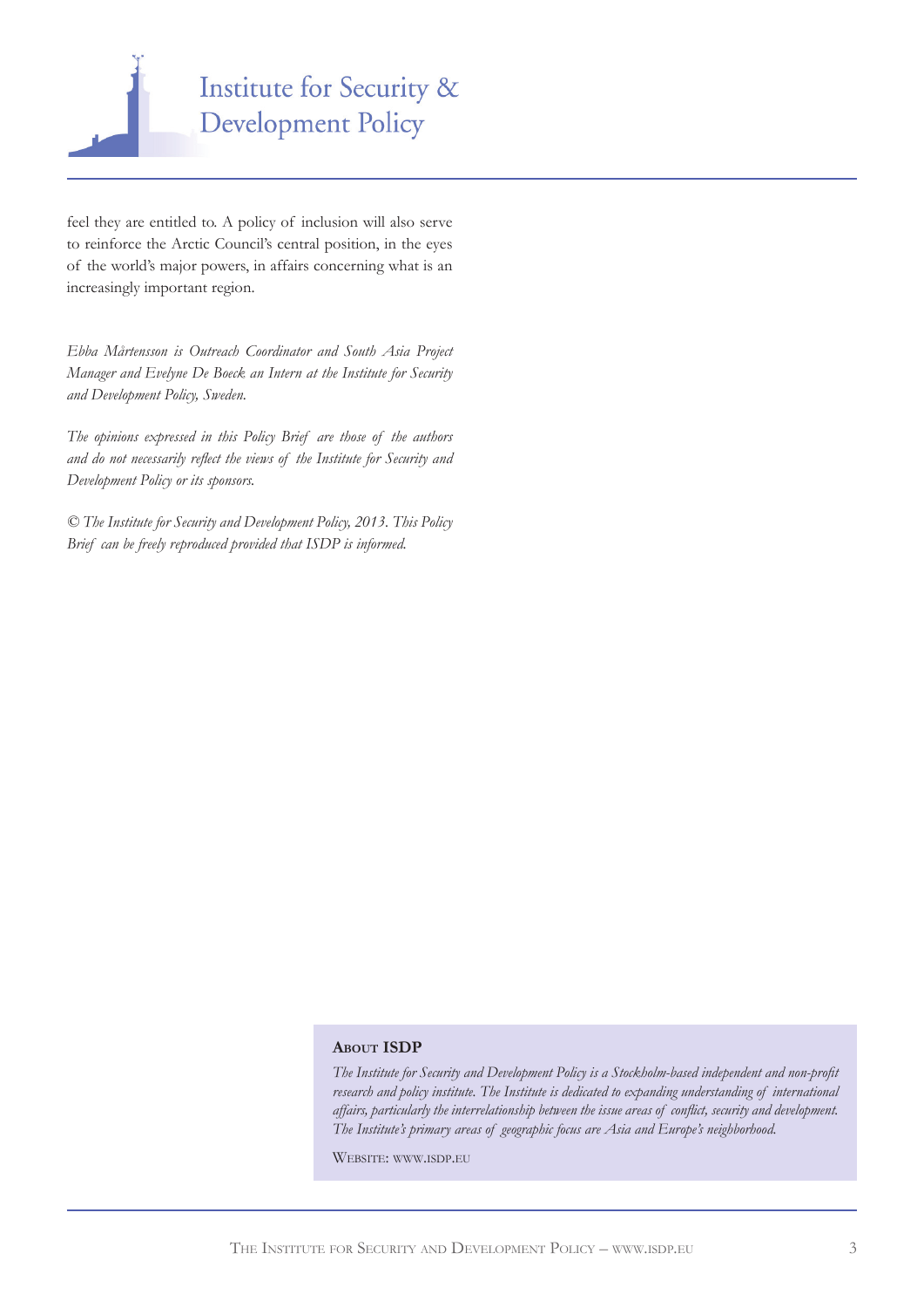feel they are entitled to. A policy of inclusion will also serve to reinforce the Arctic Council's central position, in the eyes of the world's major powers, in affairs concerning what is an increasingly important region.

*Ebba Mårtensson is Outreach Coordinator and South Asia Project Manager and Evelyne De Boeck an Intern at the Institute for Security and Development Policy, Sweden.*

*The opinions expressed in this Policy Brief are those of the authors and do not necessarily reflect the views of the Institute for Security and Development Policy or its sponsors.*

*© The Institute for Security and Development Policy, 2013. This Policy Brief can be freely reproduced provided that ISDP is informed.*

**About ISDP**

*The Institute for Security and Development Policy is a Stockholm-based independent and non-profit research and policy institute. The Institute is dedicated to expanding understanding of international affairs, particularly the interrelationship between the issue areas of conflict, security and development. The Institute's primary areas of geographic focus are Asia and Europe's neighborhood.*

Website: www.isdp.eu